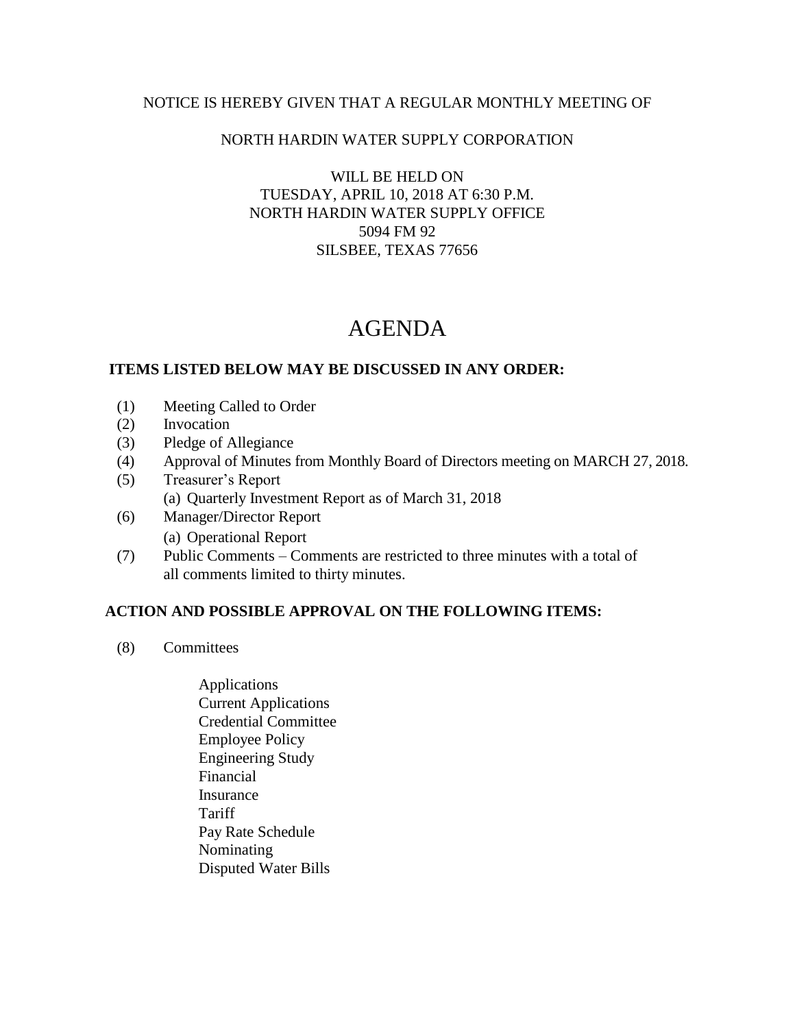NOTICE IS HEREBY GIVEN THAT A REGULAR MONTHLY MEETING OF

NORTH HARDIN WATER SUPPLY CORPORATION

WILL BE HELD ON
TUESDAY, APRIL 10, 2018 AT 6:30 P.M.
NORTH HARDIN WATER SUPPLY OFFICE
5094 FM 92
SILSBEE, TEXAS 77656

# AGENDA

**ITEMS LISTED BELOW MAY BE DISCUSSED IN ANY ORDER:**

(1) Meeting Called to Order
(2) Invocation
(3) Pledge of Allegiance
(4) Approval of Minutes from Monthly Board of Directors meeting on MARCH 27, 2018.
(5) Treasurer's Report
    (a) Quarterly Investment Report as of March 31, 2018
(6) Manager/Director Report
    (a) Operational Report
(7) Public Comments – Comments are restricted to three minutes with a total of all comments limited to thirty minutes.

**ACTION AND POSSIBLE APPROVAL ON THE FOLLOWING ITEMS:**

(8) Committees

Applications
Current Applications
Credential Committee
Employee Policy
Engineering Study
Financial
Insurance
Tariff
Pay Rate Schedule
Nominating
Disputed Water Bills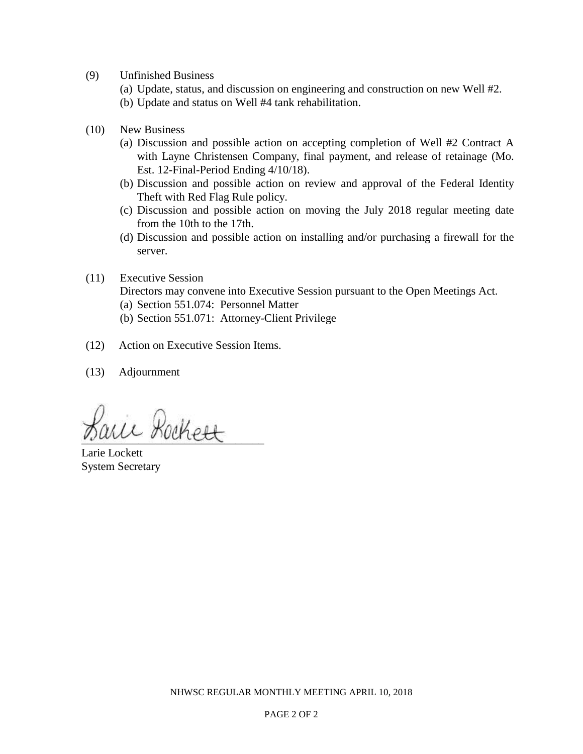(9) Unfinished Business
   (a) Update, status, and discussion on engineering and construction on new Well #2.
   (b) Update and status on Well #4 tank rehabilitation.

(10) New Business
   (a) Discussion and possible action on accepting completion of Well #2 Contract A with Layne Christensen Company, final payment, and release of retainage (Mo. Est. 12-Final-Period Ending 4/10/18).
   (b) Discussion and possible action on review and approval of the Federal Identity Theft with Red Flag Rule policy.
   (c) Discussion and possible action on moving the July 2018 regular meeting date from the 10th to the 17th.
   (d) Discussion and possible action on installing and/or purchasing a firewall for the server.

(11) Executive Session
   Directors may convene into Executive Session pursuant to the Open Meetings Act.
   (a) Section 551.074: Personnel Matter
   (b) Section 551.071: Attorney-Client Privilege

(12) Action on Executive Session Items.

(13) Adjournment

Larie Lockett
System Secretary